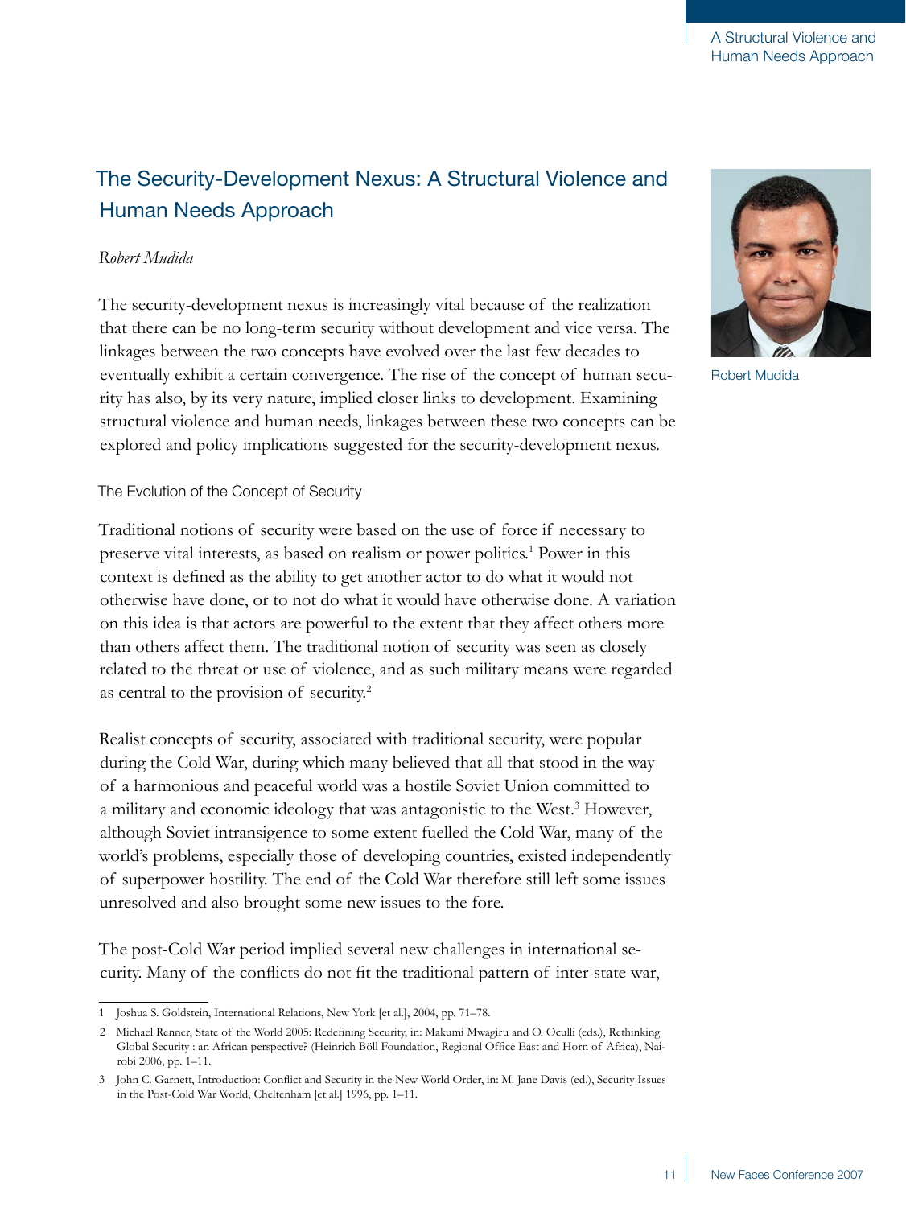# The Security-Development Nexus: A Structural Violence and Human Needs Approach

*Robert Mudida*

Robert Mudida

The security-development nexus is increasingly vital because of the realization that there can be no long-term security without development and vice versa. The linkages between the two concepts have evolved over the last few decades to eventually exhibit a certain convergence. The rise of the concept of human security has also, by its very nature, implied closer links to development. Examining structural violence and human needs, linkages between these two concepts can be explored and policy implications suggested for the security-development nexus.

## The Evolution of the Concept of Security

Traditional notions of security were based on the use of force if necessary to preserve vital interests, as based on realism or power politics.[1] Power in this context is defined as the ability to get another actor to do what it would not otherwise have done, or to not do what it would have otherwise done. A variation on this idea is that actors are powerful to the extent that they affect others more than others affect them. The traditional notion of security was seen as closely related to the threat or use of violence, and as such military means were regarded as central to the provision of security.[2]

Realist concepts of security, associated with traditional security, were popular during the Cold War, during which many believed that all that stood in the way of a harmonious and peaceful world was a hostile Soviet Union committed to a military and economic ideology that was antagonistic to the West.[3] However, although Soviet intransigence to some extent fuelled the Cold War, many of the world's problems, especially those of developing countries, existed independently of superpower hostility. The end of the Cold War therefore still left some issues unresolved and also brought some new issues to the fore.

The post-Cold War period implied several new challenges in international security. Many of the conflicts do not fit the traditional pattern of inter-state war,

---

1 Joshua S. Goldstein, International Relations, New York [et al.], 2004, pp. 71–78.

2 Michael Renner, State of the World 2005: Redefining Security, in: Makumi Mwagiru and O. Oculli (eds.), Rethinking Global Security : an African perspective? (Heinrich Böll Foundation, Regional Office East and Horn of Africa), Nairobi 2006, pp. 1–11.

3 John C. Garnett, Introduction: Conflict and Security in the New World Order, in: M. Jane Davis (ed.), Security Issues in the Post-Cold War World, Cheltenham [et al.] 1996, pp. 1–11.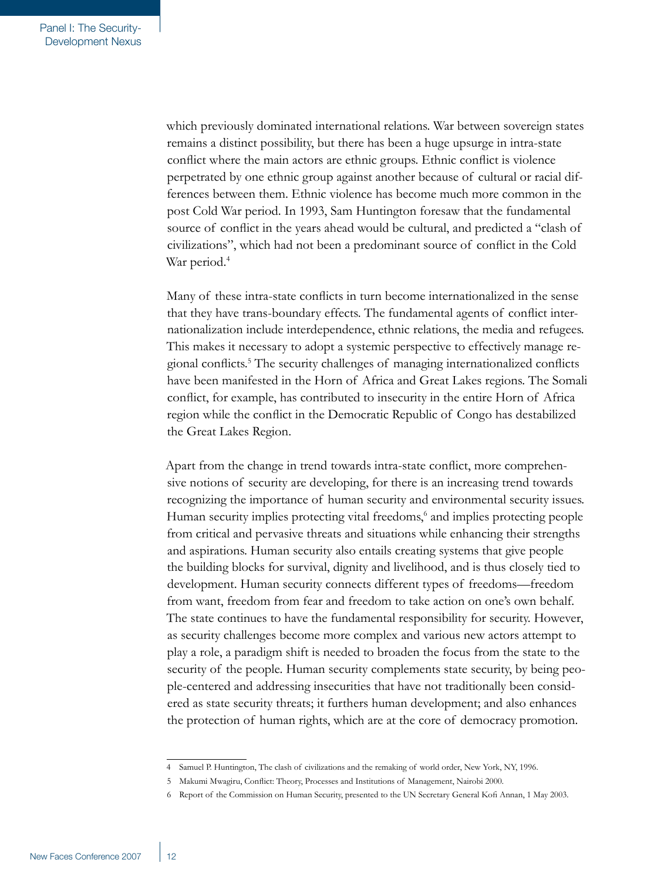which previously dominated international relations. War between sovereign states remains a distinct possibility, but there has been a huge upsurge in intra-state conflict where the main actors are ethnic groups. Ethnic conflict is violence perpetrated by one ethnic group against another because of cultural or racial differences between them. Ethnic violence has become much more common in the post Cold War period. In 1993, Sam Huntington foresaw that the fundamental source of conflict in the years ahead would be cultural, and predicted a "clash of civilizations", which had not been a predominant source of conflict in the Cold War period.[4]

Many of these intra-state conflicts in turn become internationalized in the sense that they have trans-boundary effects. The fundamental agents of conflict internationalization include interdependence, ethnic relations, the media and refugees. This makes it necessary to adopt a systemic perspective to effectively manage regional conflicts.[5] The security challenges of managing internationalized conflicts have been manifested in the Horn of Africa and Great Lakes regions. The Somali conflict, for example, has contributed to insecurity in the entire Horn of Africa region while the conflict in the Democratic Republic of Congo has destabilized the Great Lakes Region.

Apart from the change in trend towards intra-state conflict, more comprehensive notions of security are developing, for there is an increasing trend towards recognizing the importance of human security and environmental security issues. Human security implies protecting vital freedoms,[6] and implies protecting people from critical and pervasive threats and situations while enhancing their strengths and aspirations. Human security also entails creating systems that give people the building blocks for survival, dignity and livelihood, and is thus closely tied to development. Human security connects different types of freedoms—freedom from want, freedom from fear and freedom to take action on one's own behalf. The state continues to have the fundamental responsibility for security. However, as security challenges become more complex and various new actors attempt to play a role, a paradigm shift is needed to broaden the focus from the state to the security of the people. Human security complements state security, by being people-centered and addressing insecurities that have not traditionally been considered as state security threats; it furthers human development; and also enhances the protection of human rights, which are at the core of democracy promotion.

---

4 Samuel P. Huntington, The clash of civilizations and the remaking of world order, New York, NY, 1996.

5 Makumi Mwagiru, Conflict: Theory, Processes and Institutions of Management, Nairobi 2000.

6 Report of the Commission on Human Security, presented to the UN Secretary General Kofi Annan, 1 May 2003.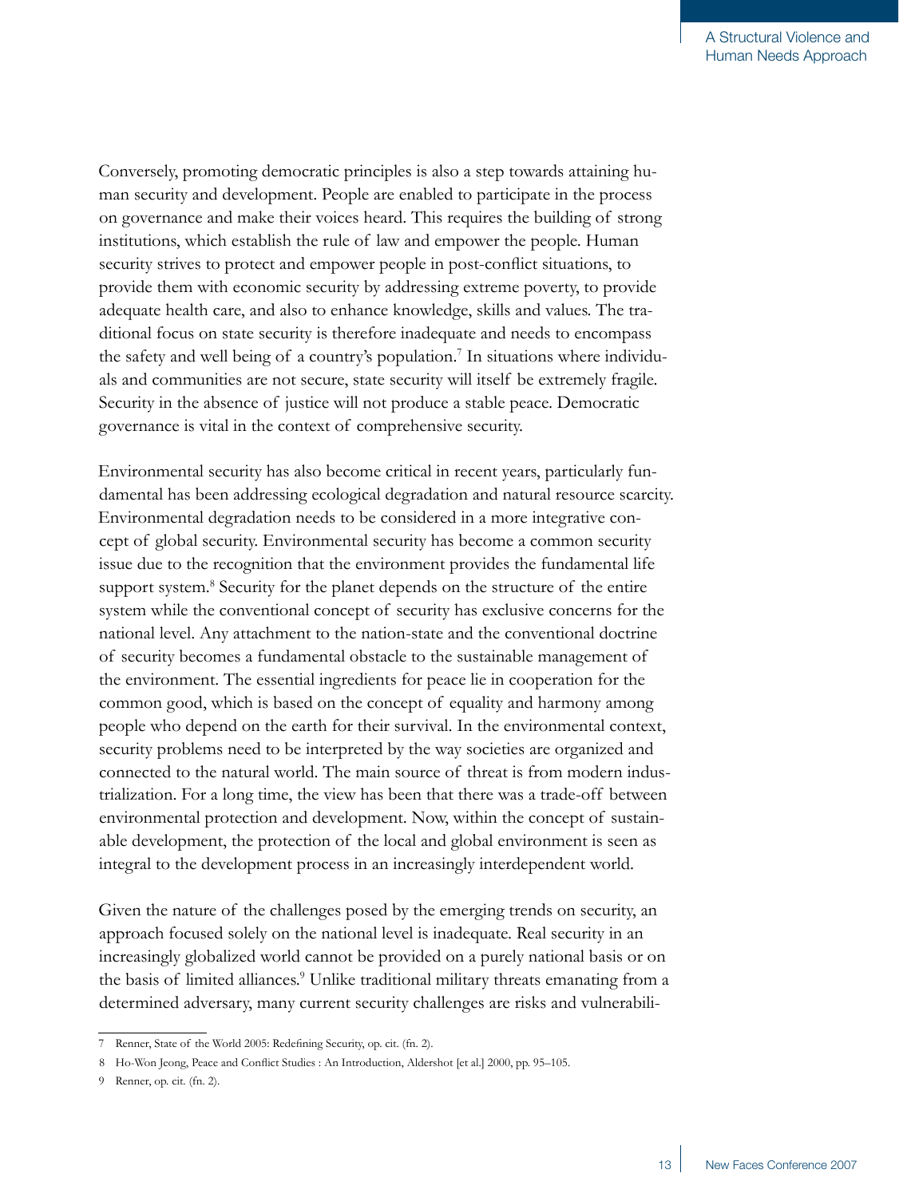Conversely, promoting democratic principles is also a step towards attaining human security and development. People are enabled to participate in the process on governance and make their voices heard. This requires the building of strong institutions, which establish the rule of law and empower the people. Human security strives to protect and empower people in post-conflict situations, to provide them with economic security by addressing extreme poverty, to provide adequate health care, and also to enhance knowledge, skills and values. The traditional focus on state security is therefore inadequate and needs to encompass the safety and well being of a country's population.[7] In situations where individuals and communities are not secure, state security will itself be extremely fragile. Security in the absence of justice will not produce a stable peace. Democratic governance is vital in the context of comprehensive security.

Environmental security has also become critical in recent years, particularly fundamental has been addressing ecological degradation and natural resource scarcity. Environmental degradation needs to be considered in a more integrative concept of global security. Environmental security has become a common security issue due to the recognition that the environment provides the fundamental life support system.[8] Security for the planet depends on the structure of the entire system while the conventional concept of security has exclusive concerns for the national level. Any attachment to the nation-state and the conventional doctrine of security becomes a fundamental obstacle to the sustainable management of the environment. The essential ingredients for peace lie in cooperation for the common good, which is based on the concept of equality and harmony among people who depend on the earth for their survival. In the environmental context, security problems need to be interpreted by the way societies are organized and connected to the natural world. The main source of threat is from modern industrialization. For a long time, the view has been that there was a trade-off between environmental protection and development. Now, within the concept of sustainable development, the protection of the local and global environment is seen as integral to the development process in an increasingly interdependent world.

Given the nature of the challenges posed by the emerging trends on security, an approach focused solely on the national level is inadequate. Real security in an increasingly globalized world cannot be provided on a purely national basis or on the basis of limited alliances.[9] Unlike traditional military threats emanating from a determined adversary, many current security challenges are risks and vulnerabili-

---

7 Renner, State of the World 2005: Redefining Security, op. cit. (fn. 2).

8 Ho-Won Jeong, Peace and Conflict Studies : An Introduction, Aldershot [et al.] 2000, pp. 95–105.

9 Renner, op. cit. (fn. 2).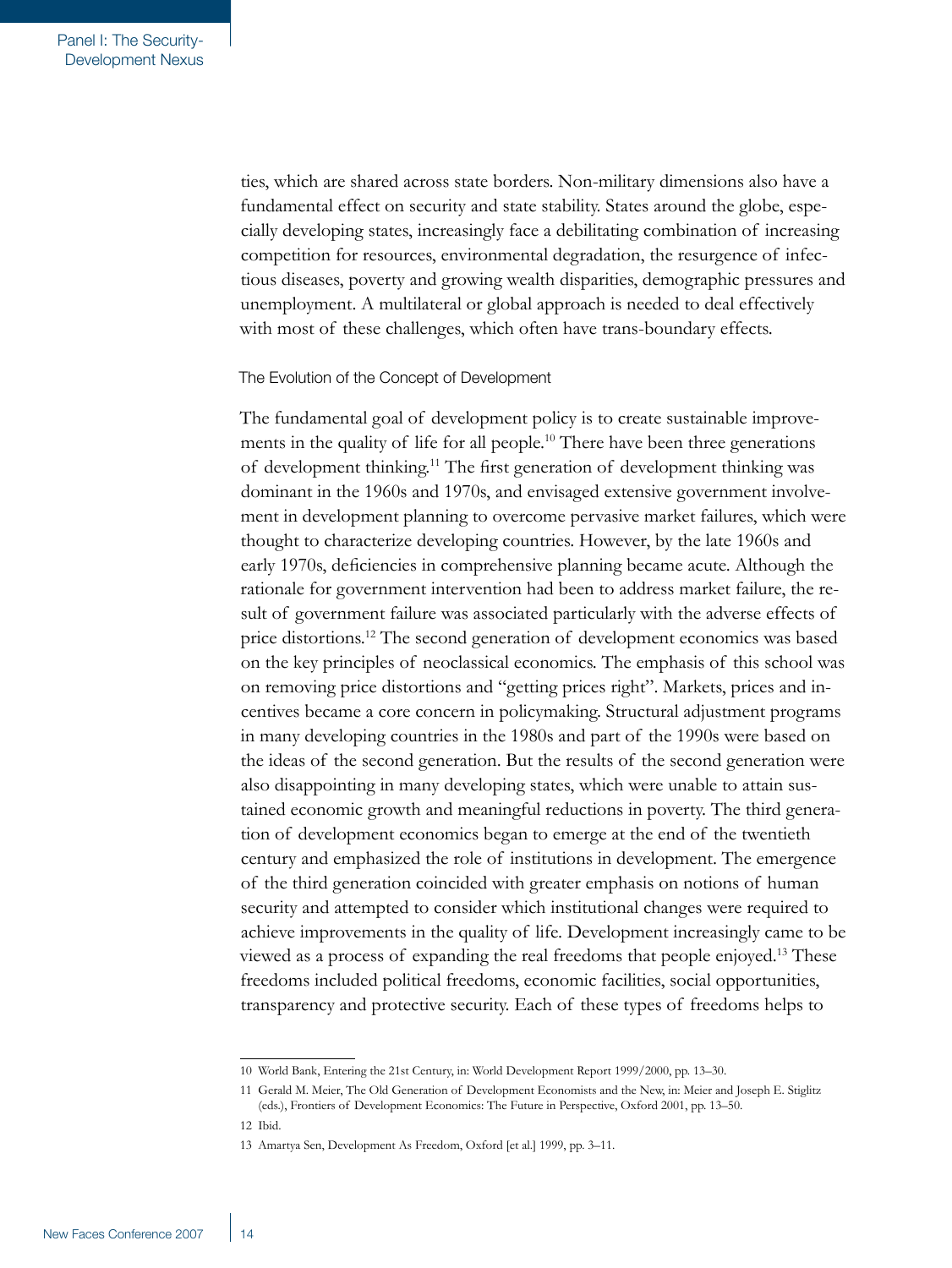ties, which are shared across state borders. Non-military dimensions also have a fundamental effect on security and state stability. States around the globe, especially developing states, increasingly face a debilitating combination of increasing competition for resources, environmental degradation, the resurgence of infectious diseases, poverty and growing wealth disparities, demographic pressures and unemployment. A multilateral or global approach is needed to deal effectively with most of these challenges, which often have trans-boundary effects.

### The Evolution of the Concept of Development

The fundamental goal of development policy is to create sustainable improvements in the quality of life for all people.[10] There have been three generations of development thinking.[11] The first generation of development thinking was dominant in the 1960s and 1970s, and envisaged extensive government involvement in development planning to overcome pervasive market failures, which were thought to characterize developing countries. However, by the late 1960s and early 1970s, deficiencies in comprehensive planning became acute. Although the rationale for government intervention had been to address market failure, the result of government failure was associated particularly with the adverse effects of price distortions.[12] The second generation of development economics was based on the key principles of neoclassical economics. The emphasis of this school was on removing price distortions and "getting prices right". Markets, prices and incentives became a core concern in policymaking. Structural adjustment programs in many developing countries in the 1980s and part of the 1990s were based on the ideas of the second generation. But the results of the second generation were also disappointing in many developing states, which were unable to attain sustained economic growth and meaningful reductions in poverty. The third generation of development economics began to emerge at the end of the twentieth century and emphasized the role of institutions in development. The emergence of the third generation coincided with greater emphasis on notions of human security and attempted to consider which institutional changes were required to achieve improvements in the quality of life. Development increasingly came to be viewed as a process of expanding the real freedoms that people enjoyed.[13] These freedoms included political freedoms, economic facilities, social opportunities, transparency and protective security. Each of these types of freedoms helps to

---

10 World Bank, Entering the 21st Century, in: World Development Report 1999/2000, pp. 13–30.

11 Gerald M. Meier, The Old Generation of Development Economists and the New, in: Meier and Joseph E. Stiglitz (eds.), Frontiers of Development Economics: The Future in Perspective, Oxford 2001, pp. 13–50.

12 Ibid.

13 Amartya Sen, Development As Freedom, Oxford [et al.] 1999, pp. 3–11.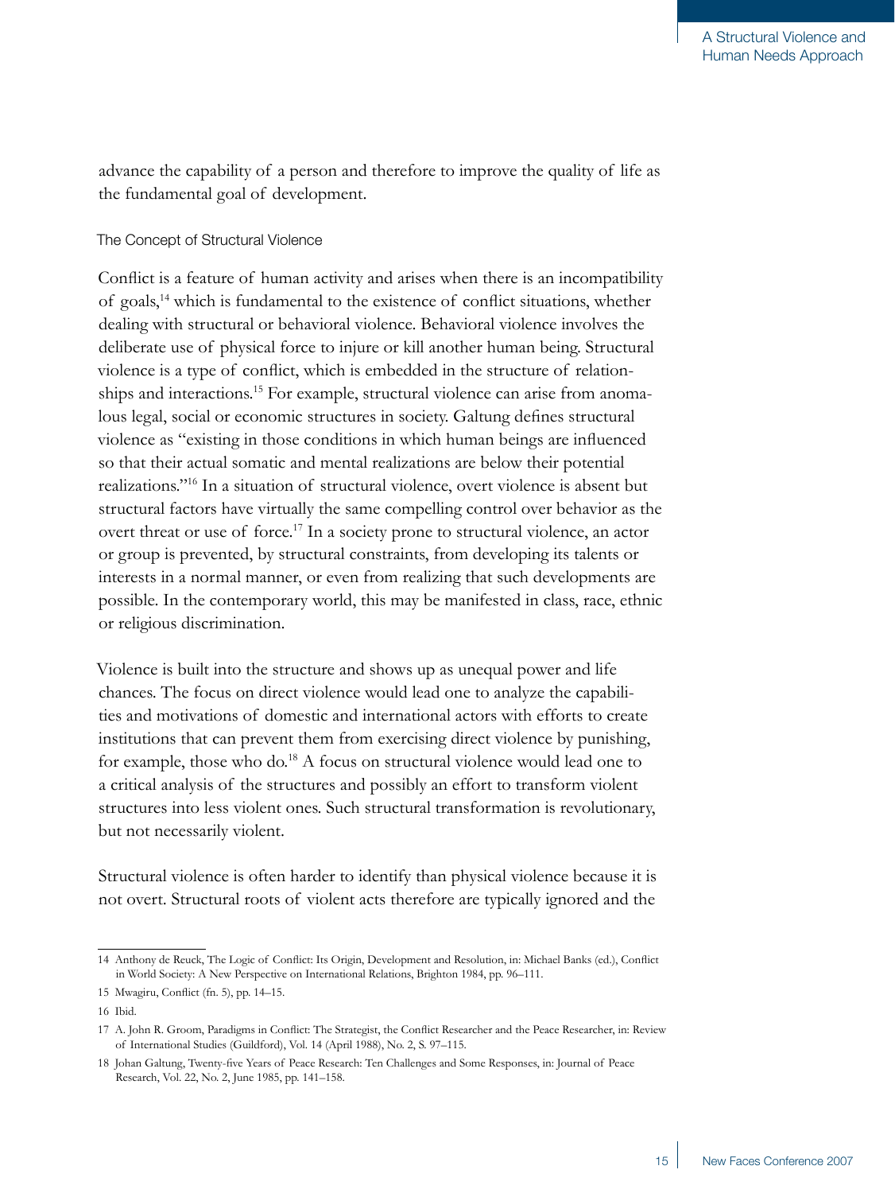advance the capability of a person and therefore to improve the quality of life as the fundamental goal of development.

### The Concept of Structural Violence

Conflict is a feature of human activity and arises when there is an incompatibility of goals,[14] which is fundamental to the existence of conflict situations, whether dealing with structural or behavioral violence. Behavioral violence involves the deliberate use of physical force to injure or kill another human being. Structural violence is a type of conflict, which is embedded in the structure of relationships and interactions.[15] For example, structural violence can arise from anomalous legal, social or economic structures in society. Galtung defines structural violence as "existing in those conditions in which human beings are influenced so that their actual somatic and mental realizations are below their potential realizations."[16] In a situation of structural violence, overt violence is absent but structural factors have virtually the same compelling control over behavior as the overt threat or use of force.[17] In a society prone to structural violence, an actor or group is prevented, by structural constraints, from developing its talents or interests in a normal manner, or even from realizing that such developments are possible. In the contemporary world, this may be manifested in class, race, ethnic or religious discrimination.

Violence is built into the structure and shows up as unequal power and life chances. The focus on direct violence would lead one to analyze the capabilities and motivations of domestic and international actors with efforts to create institutions that can prevent them from exercising direct violence by punishing, for example, those who do.[18] A focus on structural violence would lead one to a critical analysis of the structures and possibly an effort to transform violent structures into less violent ones. Such structural transformation is revolutionary, but not necessarily violent.

Structural violence is often harder to identify than physical violence because it is not overt. Structural roots of violent acts therefore are typically ignored and the

---

14 Anthony de Reuck, The Logic of Conflict: Its Origin, Development and Resolution, in: Michael Banks (ed.), Conflict in World Society: A New Perspective on International Relations, Brighton 1984, pp. 96–111.

15 Mwagiru, Conflict (fn. 5), pp. 14–15.

16 Ibid.

17 A. John R. Groom, Paradigms in Conflict: The Strategist, the Conflict Researcher and the Peace Researcher, in: Review of International Studies (Guildford), Vol. 14 (April 1988), No. 2, S. 97–115.

18 Johan Galtung, Twenty-five Years of Peace Research: Ten Challenges and Some Responses, in: Journal of Peace Research, Vol. 22, No. 2, June 1985, pp. 141–158.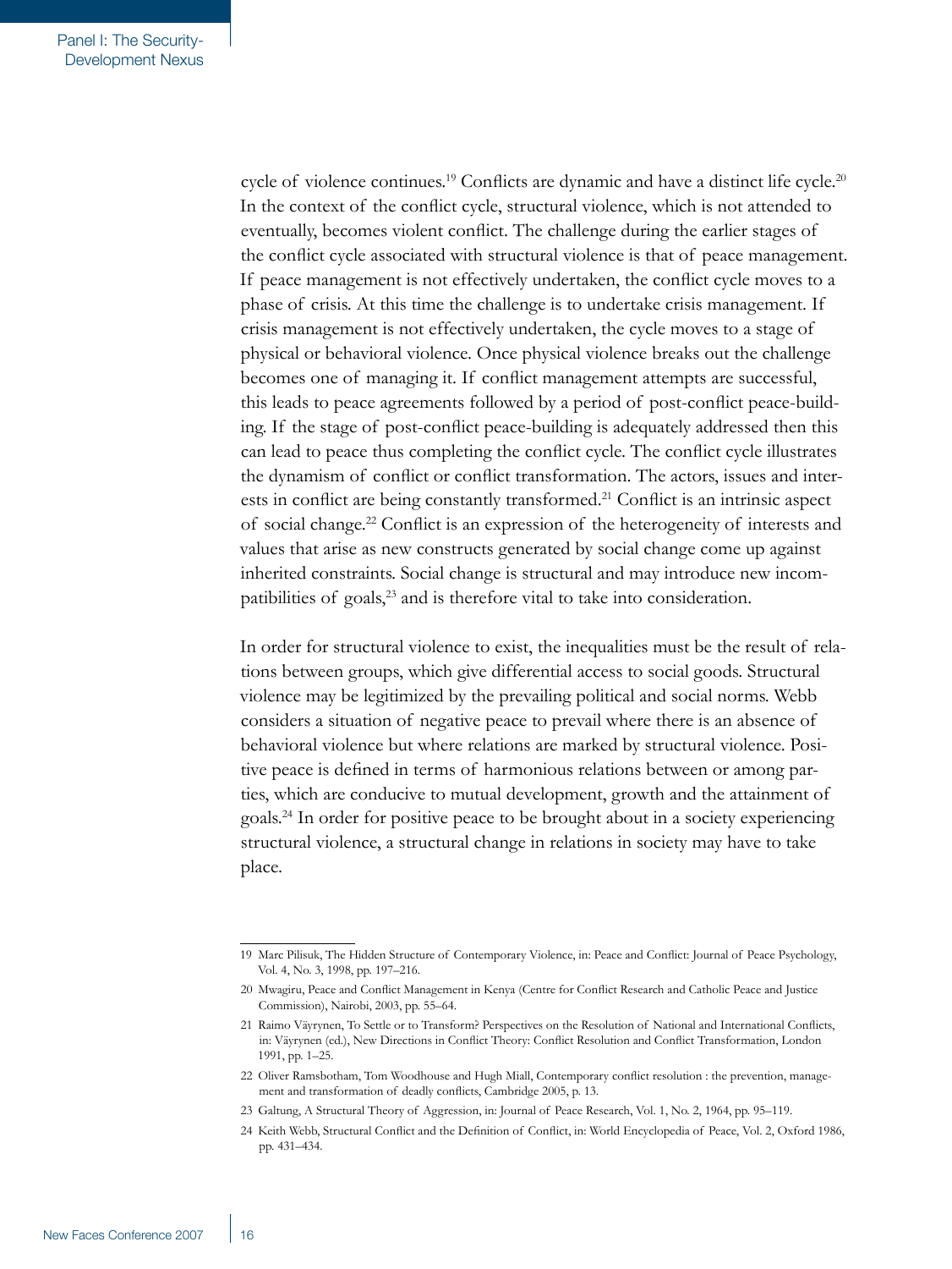cycle of violence continues.[19] Conflicts are dynamic and have a distinct life cycle.[20] In the context of the conflict cycle, structural violence, which is not attended to eventually, becomes violent conflict. The challenge during the earlier stages of the conflict cycle associated with structural violence is that of peace management. If peace management is not effectively undertaken, the conflict cycle moves to a phase of crisis. At this time the challenge is to undertake crisis management. If crisis management is not effectively undertaken, the cycle moves to a stage of physical or behavioral violence. Once physical violence breaks out the challenge becomes one of managing it. If conflict management attempts are successful, this leads to peace agreements followed by a period of post-conflict peace-building. If the stage of post-conflict peace-building is adequately addressed then this can lead to peace thus completing the conflict cycle. The conflict cycle illustrates the dynamism of conflict or conflict transformation. The actors, issues and interests in conflict are being constantly transformed.[21] Conflict is an intrinsic aspect of social change.[22] Conflict is an expression of the heterogeneity of interests and values that arise as new constructs generated by social change come up against inherited constraints. Social change is structural and may introduce new incompatibilities of goals,[23] and is therefore vital to take into consideration.

In order for structural violence to exist, the inequalities must be the result of relations between groups, which give differential access to social goods. Structural violence may be legitimized by the prevailing political and social norms. Webb considers a situation of negative peace to prevail where there is an absence of behavioral violence but where relations are marked by structural violence. Positive peace is defined in terms of harmonious relations between or among parties, which are conducive to mutual development, growth and the attainment of goals.[24] In order for positive peace to be brought about in a society experiencing structural violence, a structural change in relations in society may have to take place.

---

19 Marc Pilisuk, The Hidden Structure of Contemporary Violence, in: Peace and Conflict: Journal of Peace Psychology, Vol. 4, No. 3, 1998, pp. 197–216.

20 Mwagiru, Peace and Conflict Management in Kenya (Centre for Conflict Research and Catholic Peace and Justice Commission), Nairobi, 2003, pp. 55–64.

21 Raimo Väyrynen, To Settle or to Transform? Perspectives on the Resolution of National and International Conflicts, in: Väyrynen (ed.), New Directions in Conflict Theory: Conflict Resolution and Conflict Transformation, London 1991, pp. 1–25.

22 Oliver Ramsbotham, Tom Woodhouse and Hugh Miall, Contemporary conflict resolution : the prevention, management and transformation of deadly conflicts, Cambridge 2005, p. 13.

23 Galtung, A Structural Theory of Aggression, in: Journal of Peace Research, Vol. 1, No. 2, 1964, pp. 95–119.

24 Keith Webb, Structural Conflict and the Definition of Conflict, in: World Encyclopedia of Peace, Vol. 2, Oxford 1986, pp. 431–434.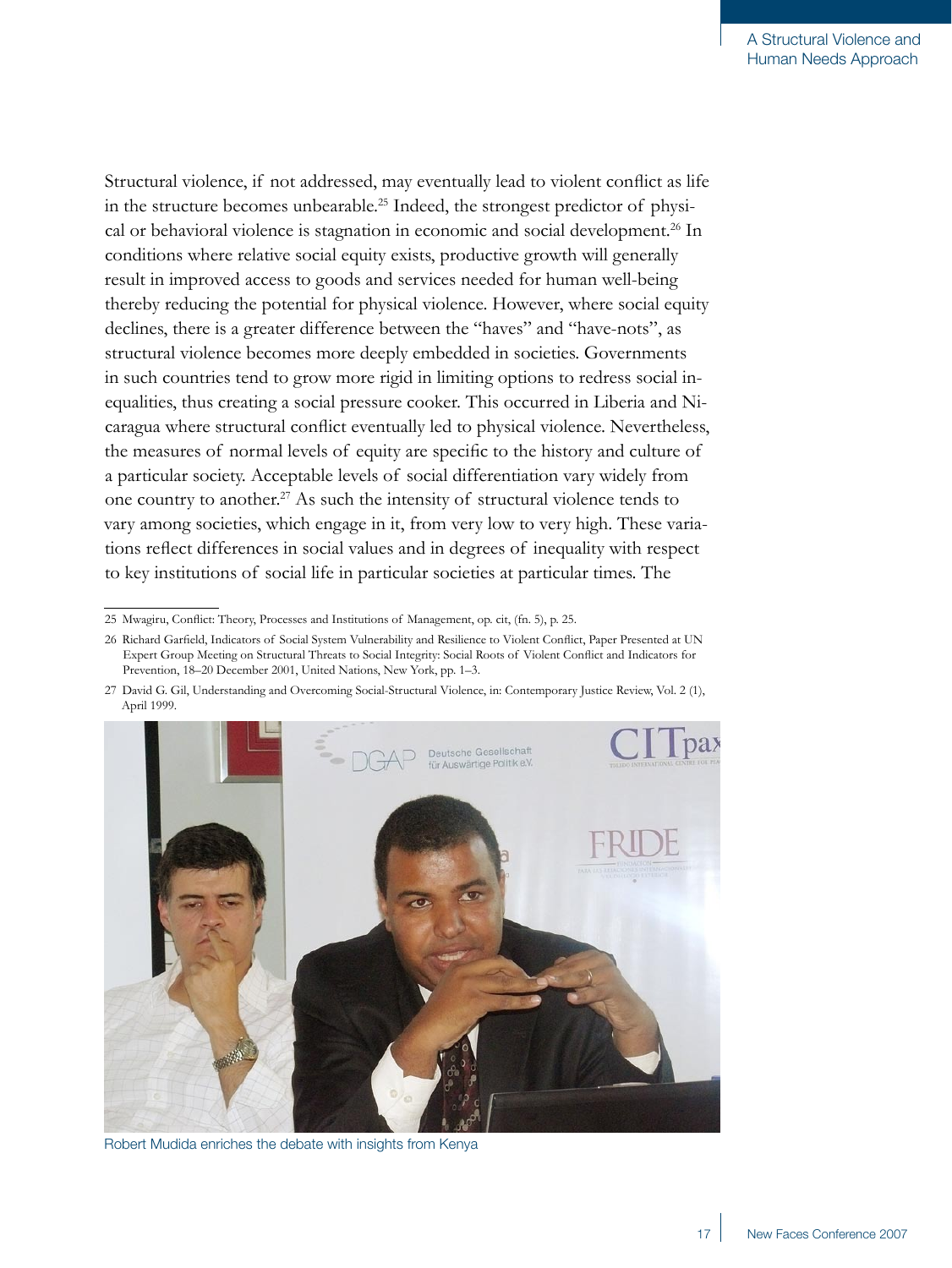Structural violence, if not addressed, may eventually lead to violent conflict as life in the structure becomes unbearable.[25] Indeed, the strongest predictor of physical or behavioral violence is stagnation in economic and social development.[26] In conditions where relative social equity exists, productive growth will generally result in improved access to goods and services needed for human well-being thereby reducing the potential for physical violence. However, where social equity declines, there is a greater difference between the "haves" and "have-nots", as structural violence becomes more deeply embedded in societies. Governments in such countries tend to grow more rigid in limiting options to redress social inequalities, thus creating a social pressure cooker. This occurred in Liberia and Nicaragua where structural conflict eventually led to physical violence. Nevertheless, the measures of normal levels of equity are specific to the history and culture of a particular society. Acceptable levels of social differentiation vary widely from one country to another.[27] As such the intensity of structural violence tends to vary among societies, which engage in it, from very low to very high. These variations reflect differences in social values and in degrees of inequality with respect to key institutions of social life in particular societies at particular times. The

25 Mwagiru, Conflict: Theory, Processes and Institutions of Management, op. cit, (fn. 5), p. 25.

26 Richard Garfield, Indicators of Social System Vulnerability and Resilience to Violent Conflict, Paper Presented at UN Expert Group Meeting on Structural Threats to Social Integrity: Social Roots of Violent Conflict and Indicators for Prevention, 18–20 December 2001, United Nations, New York, pp. 1–3.

27 David G. Gil, Understanding and Overcoming Social-Structural Violence, in: Contemporary Justice Review, Vol. 2 (1), April 1999.

Robert Mudida enriches the debate with insights from Kenya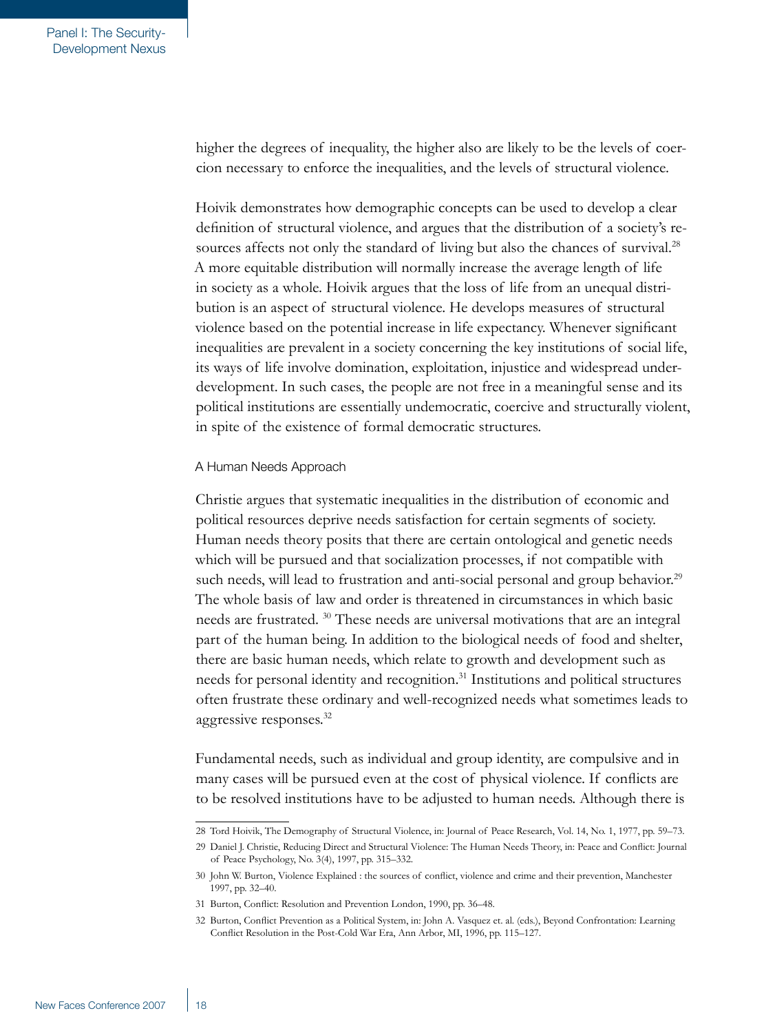higher the degrees of inequality, the higher also are likely to be the levels of coercion necessary to enforce the inequalities, and the levels of structural violence.

Hoivik demonstrates how demographic concepts can be used to develop a clear definition of structural violence, and argues that the distribution of a society's resources affects not only the standard of living but also the chances of survival.[28] A more equitable distribution will normally increase the average length of life in society as a whole. Hoivik argues that the loss of life from an unequal distribution is an aspect of structural violence. He develops measures of structural violence based on the potential increase in life expectancy. Whenever significant inequalities are prevalent in a society concerning the key institutions of social life, its ways of life involve domination, exploitation, injustice and widespread underdevelopment. In such cases, the people are not free in a meaningful sense and its political institutions are essentially undemocratic, coercive and structurally violent, in spite of the existence of formal democratic structures.

### A Human Needs Approach

Christie argues that systematic inequalities in the distribution of economic and political resources deprive needs satisfaction for certain segments of society. Human needs theory posits that there are certain ontological and genetic needs which will be pursued and that socialization processes, if not compatible with such needs, will lead to frustration and anti-social personal and group behavior.[29] The whole basis of law and order is threatened in circumstances in which basic needs are frustrated. [30] These needs are universal motivations that are an integral part of the human being. In addition to the biological needs of food and shelter, there are basic human needs, which relate to growth and development such as needs for personal identity and recognition.[31] Institutions and political structures often frustrate these ordinary and well-recognized needs what sometimes leads to aggressive responses.[32]

Fundamental needs, such as individual and group identity, are compulsive and in many cases will be pursued even at the cost of physical violence. If conflicts are to be resolved institutions have to be adjusted to human needs. Although there is

---

28 Tord Hoivik, The Demography of Structural Violence, in: Journal of Peace Research, Vol. 14, No. 1, 1977, pp. 59–73.

29 Daniel J. Christie, Reducing Direct and Structural Violence: The Human Needs Theory, in: Peace and Conflict: Journal of Peace Psychology, No. 3(4), 1997, pp. 315–332.

30 John W. Burton, Violence Explained : the sources of conflict, violence and crime and their prevention, Manchester 1997, pp. 32–40.

31 Burton, Conflict: Resolution and Prevention London, 1990, pp. 36–48.

32 Burton, Conflict Prevention as a Political System, in: John A. Vasquez et. al. (eds.), Beyond Confrontation: Learning Conflict Resolution in the Post-Cold War Era, Ann Arbor, MI, 1996, pp. 115–127.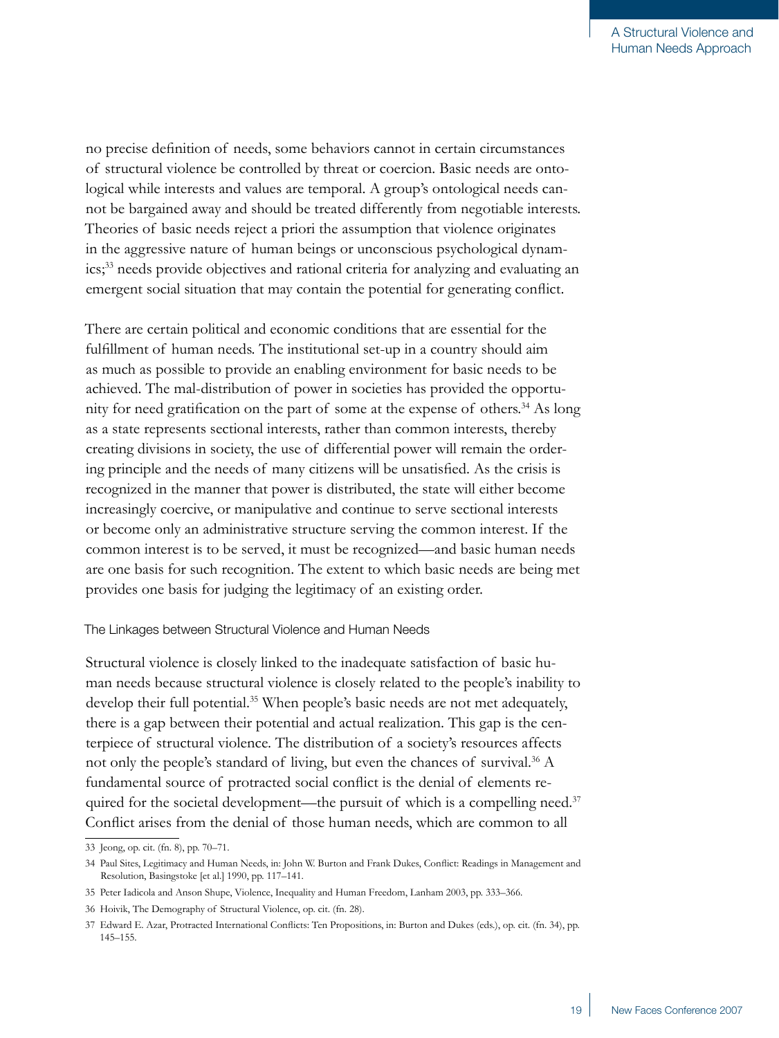no precise definition of needs, some behaviors cannot in certain circumstances of structural violence be controlled by threat or coercion. Basic needs are ontological while interests and values are temporal. A group's ontological needs cannot be bargained away and should be treated differently from negotiable interests. Theories of basic needs reject a priori the assumption that violence originates in the aggressive nature of human beings or unconscious psychological dynamics;[33] needs provide objectives and rational criteria for analyzing and evaluating an emergent social situation that may contain the potential for generating conflict.

There are certain political and economic conditions that are essential for the fulfillment of human needs. The institutional set-up in a country should aim as much as possible to provide an enabling environment for basic needs to be achieved. The mal-distribution of power in societies has provided the opportunity for need gratification on the part of some at the expense of others.[34] As long as a state represents sectional interests, rather than common interests, thereby creating divisions in society, the use of differential power will remain the ordering principle and the needs of many citizens will be unsatisfied. As the crisis is recognized in the manner that power is distributed, the state will either become increasingly coercive, or manipulative and continue to serve sectional interests or become only an administrative structure serving the common interest. If the common interest is to be served, it must be recognized—and basic human needs are one basis for such recognition. The extent to which basic needs are being met provides one basis for judging the legitimacy of an existing order.

### The Linkages between Structural Violence and Human Needs

Structural violence is closely linked to the inadequate satisfaction of basic human needs because structural violence is closely related to the people's inability to develop their full potential.[35] When people's basic needs are not met adequately, there is a gap between their potential and actual realization. This gap is the centerpiece of structural violence. The distribution of a society's resources affects not only the people's standard of living, but even the chances of survival.[36] A fundamental source of protracted social conflict is the denial of elements required for the societal development—the pursuit of which is a compelling need.[37] Conflict arises from the denial of those human needs, which are common to all

---

33 Jeong, op. cit. (fn. 8), pp. 70–71.

34 Paul Sites, Legitimacy and Human Needs, in: John W. Burton and Frank Dukes, Conflict: Readings in Management and Resolution, Basingstoke [et al.] 1990, pp. 117–141.

35 Peter Iadicola and Anson Shupe, Violence, Inequality and Human Freedom, Lanham 2003, pp. 333–366.

36 Hoivik, The Demography of Structural Violence, op. cit. (fn. 28).

37 Edward E. Azar, Protracted International Conflicts: Ten Propositions, in: Burton and Dukes (eds.), op. cit. (fn. 34), pp. 145–155.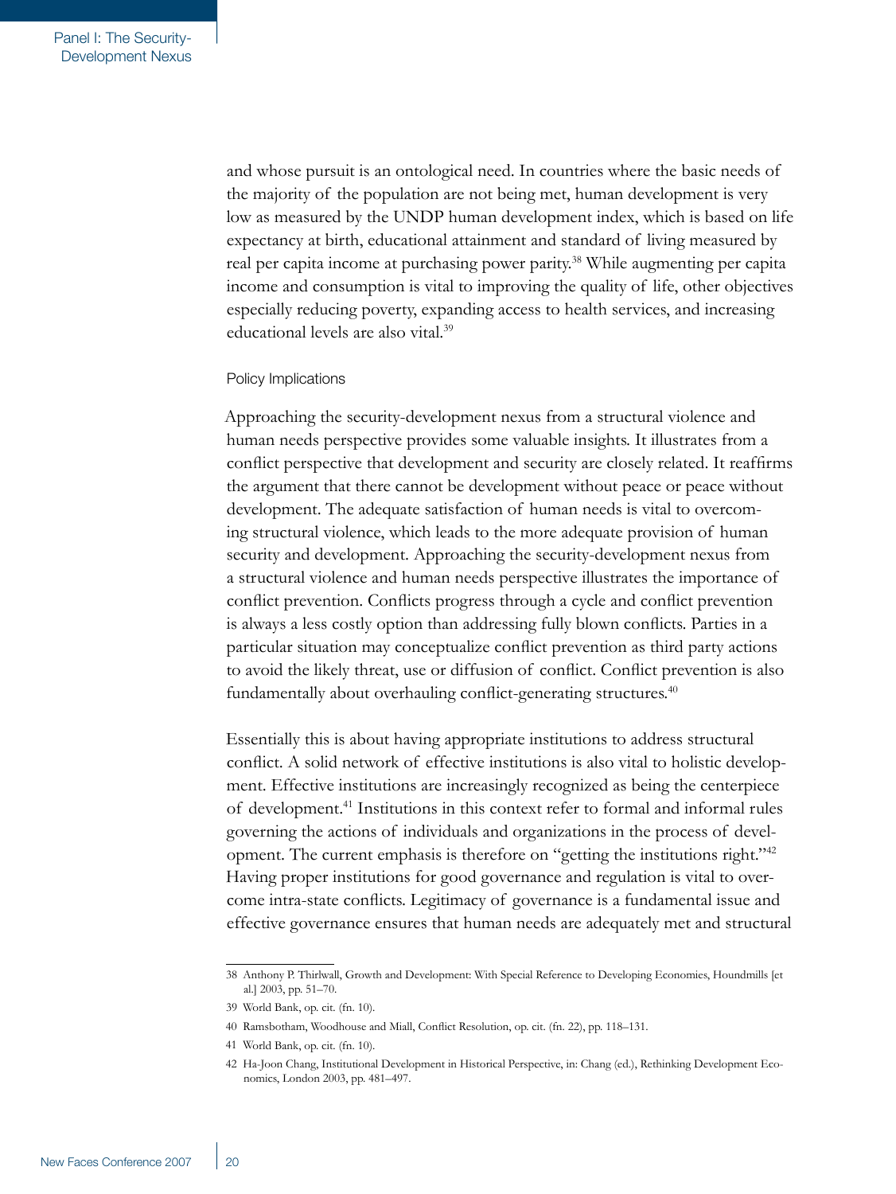and whose pursuit is an ontological need. In countries where the basic needs of the majority of the population are not being met, human development is very low as measured by the UNDP human development index, which is based on life expectancy at birth, educational attainment and standard of living measured by real per capita income at purchasing power parity.[38] While augmenting per capita income and consumption is vital to improving the quality of life, other objectives especially reducing poverty, expanding access to health services, and increasing educational levels are also vital.[39]

### Policy Implications

Approaching the security-development nexus from a structural violence and human needs perspective provides some valuable insights. It illustrates from a conflict perspective that development and security are closely related. It reaffirms the argument that there cannot be development without peace or peace without development. The adequate satisfaction of human needs is vital to overcoming structural violence, which leads to the more adequate provision of human security and development. Approaching the security-development nexus from a structural violence and human needs perspective illustrates the importance of conflict prevention. Conflicts progress through a cycle and conflict prevention is always a less costly option than addressing fully blown conflicts. Parties in a particular situation may conceptualize conflict prevention as third party actions to avoid the likely threat, use or diffusion of conflict. Conflict prevention is also fundamentally about overhauling conflict-generating structures.[40]

Essentially this is about having appropriate institutions to address structural conflict. A solid network of effective institutions is also vital to holistic development. Effective institutions are increasingly recognized as being the centerpiece of development.[41] Institutions in this context refer to formal and informal rules governing the actions of individuals and organizations in the process of development. The current emphasis is therefore on "getting the institutions right."[42] Having proper institutions for good governance and regulation is vital to overcome intra-state conflicts. Legitimacy of governance is a fundamental issue and effective governance ensures that human needs are adequately met and structural

---

38 Anthony P. Thirlwall, Growth and Development: With Special Reference to Developing Economies, Houndmills [et al.] 2003, pp. 51–70.

39 World Bank, op. cit. (fn. 10).

40 Ramsbotham, Woodhouse and Miall, Conflict Resolution, op. cit. (fn. 22), pp. 118–131.

41 World Bank, op. cit. (fn. 10).

42 Ha-Joon Chang, Institutional Development in Historical Perspective, in: Chang (ed.), Rethinking Development Economics, London 2003, pp. 481–497.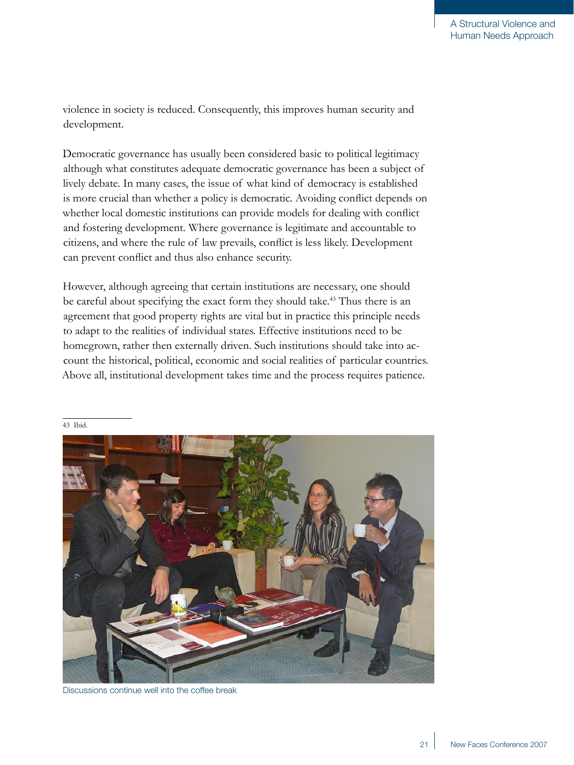violence in society is reduced. Consequently, this improves human security and development.

Democratic governance has usually been considered basic to political legitimacy although what constitutes adequate democratic governance has been a subject of lively debate. In many cases, the issue of what kind of democracy is established is more crucial than whether a policy is democratic. Avoiding conflict depends on whether local domestic institutions can provide models for dealing with conflict and fostering development. Where governance is legitimate and accountable to citizens, and where the rule of law prevails, conflict is less likely. Development can prevent conflict and thus also enhance security.

However, although agreeing that certain institutions are necessary, one should be careful about specifying the exact form they should take.[43] Thus there is an agreement that good property rights are vital but in practice this principle needs to adapt to the realities of individual states. Effective institutions need to be homegrown, rather then externally driven. Such institutions should take into account the historical, political, economic and social realities of particular countries. Above all, institutional development takes time and the process requires patience.

---

43 Ibid.

Discussions continue well into the coffee break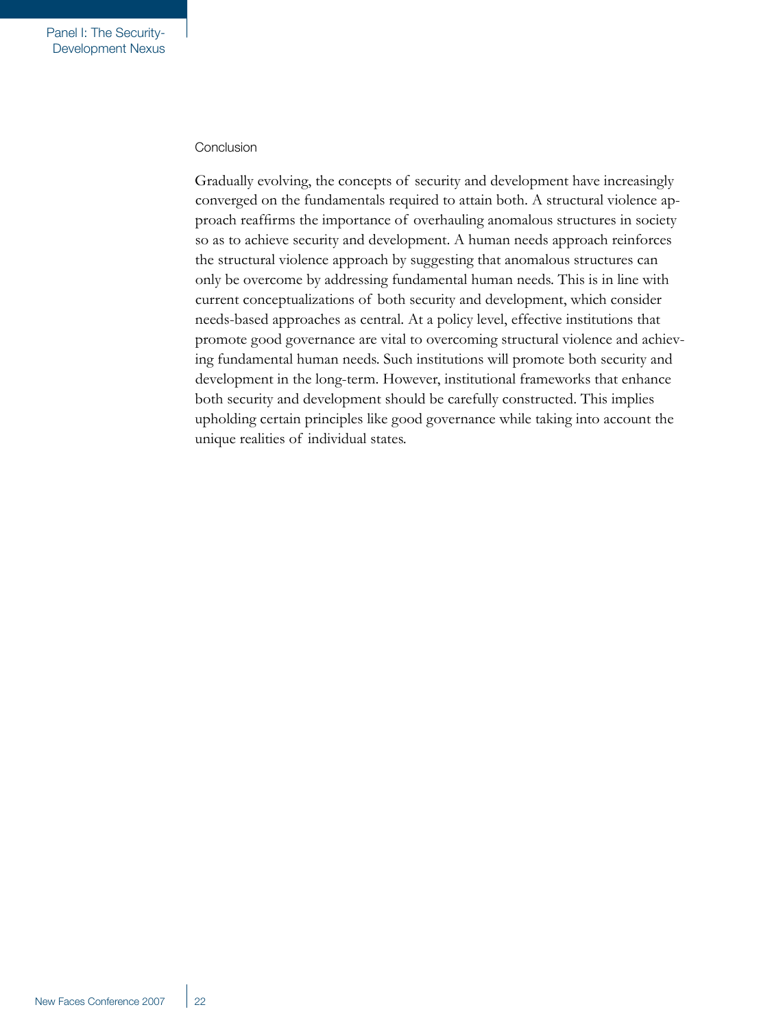### Conclusion

Gradually evolving, the concepts of security and development have increasingly converged on the fundamentals required to attain both. A structural violence approach reaffirms the importance of overhauling anomalous structures in society so as to achieve security and development. A human needs approach reinforces the structural violence approach by suggesting that anomalous structures can only be overcome by addressing fundamental human needs. This is in line with current conceptualizations of both security and development, which consider needs-based approaches as central. At a policy level, effective institutions that promote good governance are vital to overcoming structural violence and achieving fundamental human needs. Such institutions will promote both security and development in the long-term. However, institutional frameworks that enhance both security and development should be carefully constructed. This implies upholding certain principles like good governance while taking into account the unique realities of individual states.